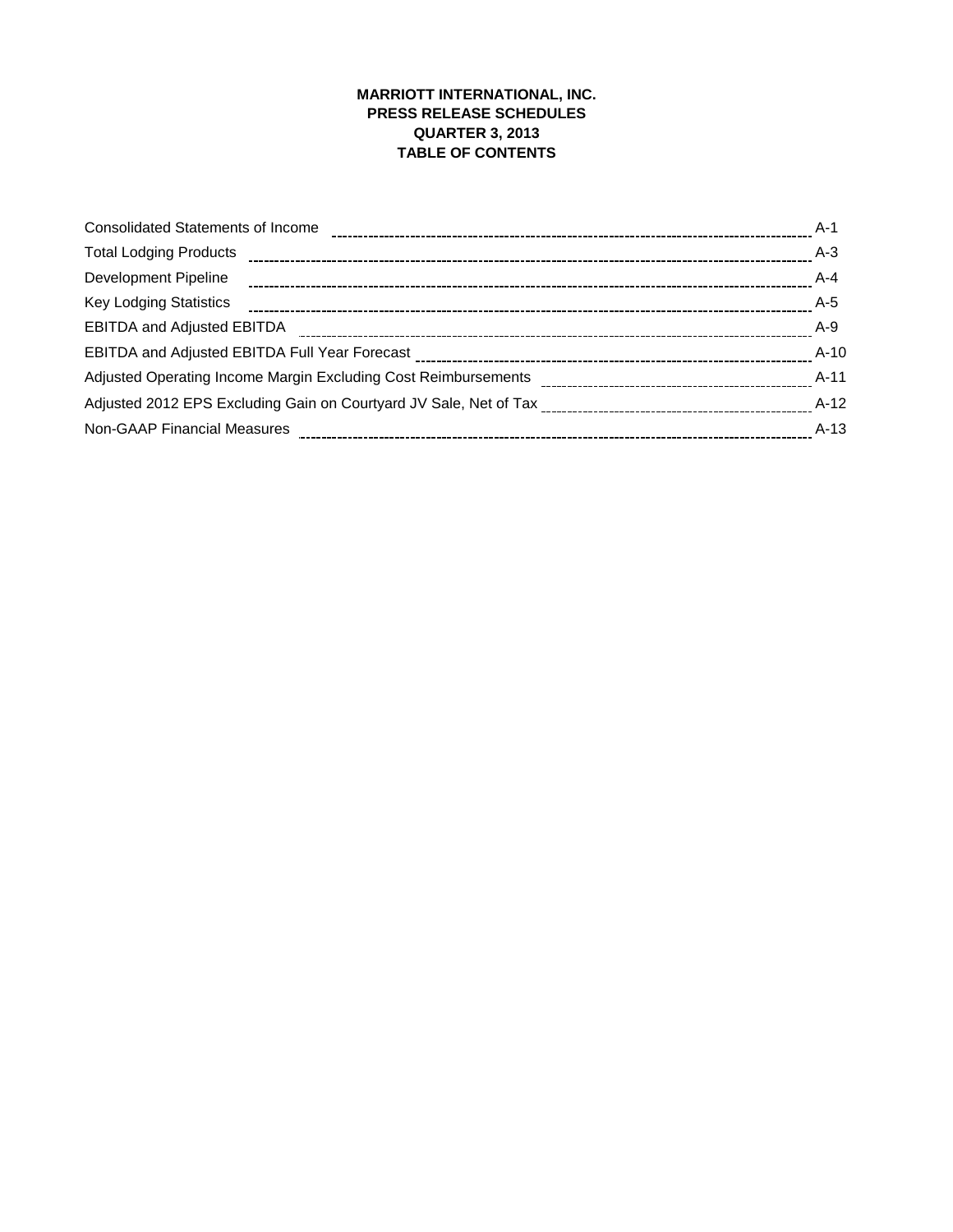# MARRIOTT INTERNATIONAL, INC.
## PRESS RELEASE SCHEDULES
## QUARTER 3, 2013
## TABLE OF CONTENTS

| | |
|---|---|
| Consolidated Statements of Income | A-1 |
| Total Lodging Products | A-3 |
| Development Pipeline | A-4 |
| Key Lodging Statistics | A-5 |
| EBITDA and Adjusted EBITDA | A-9 |
| EBITDA and Adjusted EBITDA Full Year Forecast | A-10 |
| Adjusted Operating Income Margin Excluding Cost Reimbursements | A-11 |
| Adjusted 2012 EPS Excluding Gain on Courtyard JV Sale, Net of Tax | A-12 |
| Non-GAAP Financial Measures | A-13 |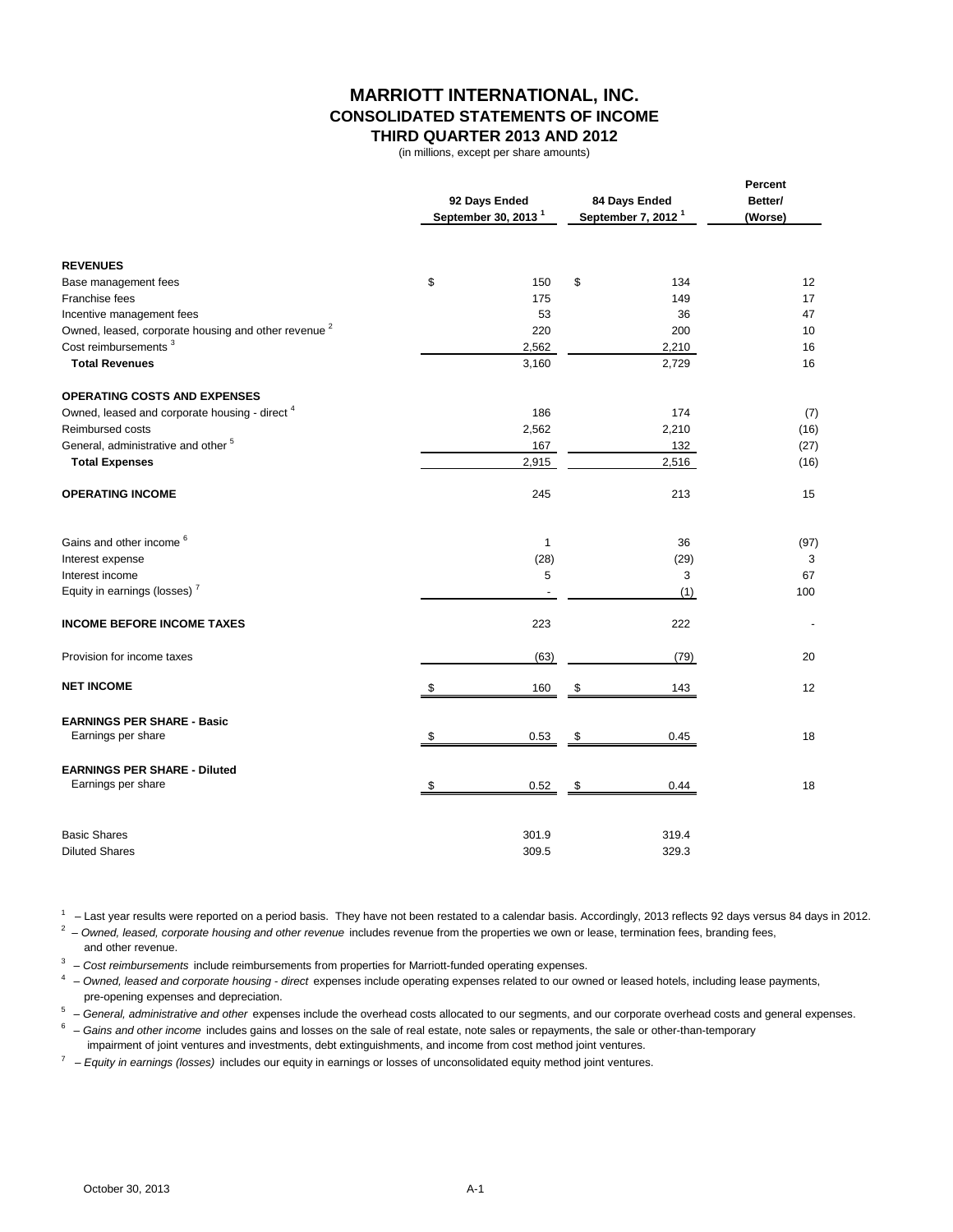# MARRIOTT INTERNATIONAL, INC.
## CONSOLIDATED STATEMENTS OF INCOME
### THIRD QUARTER 2013 AND 2012

(in millions, except per share amounts)

| | 92 Days Ended September 30, 2013 [1] | 84 Days Ended September 7, 2012 [1] | Percent Better/ (Worse) |
|---|---|---|---|
| **REVENUES** | | | |
| Base management fees | $ 150 | $ 134 | 12 |
| Franchise fees | 175 | 149 | 17 |
| Incentive management fees | 53 | 36 | 47 |
| Owned, leased, corporate housing and other revenue [2] | 220 | 200 | 10 |
| Cost reimbursements [3] | 2,562 | 2,210 | 16 |
| **Total Revenues** | 3,160 | 2,729 | 16 |
| **OPERATING COSTS AND EXPENSES** | | | |
| Owned, leased and corporate housing - direct [4] | 186 | 174 | (7) |
| Reimbursed costs | 2,562 | 2,210 | (16) |
| General, administrative and other [5] | 167 | 132 | (27) |
| **Total Expenses** | 2,915 | 2,516 | (16) |
| **OPERATING INCOME** | 245 | 213 | 15 |
| Gains and other income [6] | 1 | 36 | (97) |
| Interest expense | (28) | (29) | 3 |
| Interest income | 5 | 3 | 67 |
| Equity in earnings (losses) [7] | - | (1) | 100 |
| **INCOME BEFORE INCOME TAXES** | 223 | 222 | - |
| Provision for income taxes | (63) | (79) | 20 |
| **NET INCOME** | $ 160 | $ 143 | 12 |
| **EARNINGS PER SHARE - Basic** | | | |
| Earnings per share | $ 0.53 | $ 0.45 | 18 |
| **EARNINGS PER SHARE - Diluted** | | | |
| Earnings per share | $ 0.52 | $ 0.44 | 18 |
| Basic Shares | 301.9 | 319.4 | |
| Diluted Shares | 309.5 | 329.3 | |

[1] – Last year results were reported on a period basis. They have not been restated to a calendar basis. Accordingly, 2013 reflects 92 days versus 84 days in 2012.

[2] – *Owned, leased, corporate housing and other revenue* includes revenue from the properties we own or lease, termination fees, branding fees, and other revenue.

[3] – *Cost reimbursements* include reimbursements from properties for Marriott-funded operating expenses.

[4] – *Owned, leased and corporate housing - direct* expenses include operating expenses related to our owned or leased hotels, including lease payments, pre-opening expenses and depreciation.

[5] – *General, administrative and other* expenses include the overhead costs allocated to our segments, and our corporate overhead costs and general expenses.

[6] – *Gains and other income* includes gains and losses on the sale of real estate, note sales or repayments, the sale or other-than-temporary impairment of joint ventures and investments, debt extinguishments, and income from cost method joint ventures.

[7] – *Equity in earnings (losses)* includes our equity in earnings or losses of unconsolidated equity method joint ventures.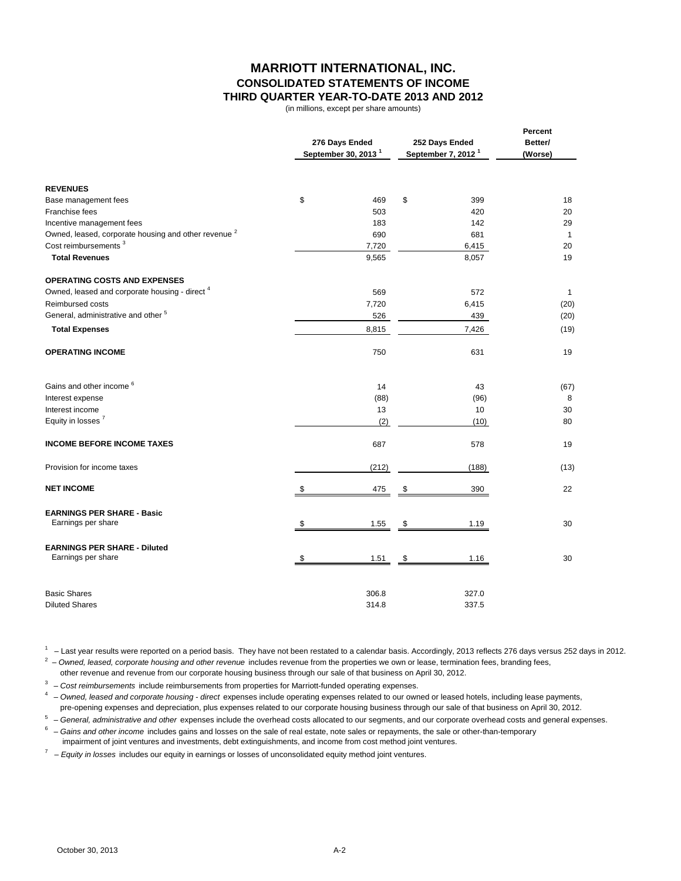# MARRIOTT INTERNATIONAL, INC.
## CONSOLIDATED STATEMENTS OF INCOME
## THIRD QUARTER YEAR-TO-DATE 2013 AND 2012

(in millions, except per share amounts)

| | 276 Days Ended September 30, 2013 [1] | 252 Days Ended September 7, 2012 [1] | Percent Better/ (Worse) |
|---|---|---|---|
| **REVENUES** | | | |
| Base management fees | $ 469 | $ 399 | 18 |
| Franchise fees | 503 | 420 | 20 |
| Incentive management fees | 183 | 142 | 29 |
| Owned, leased, corporate housing and other revenue [2] | 690 | 681 | 1 |
| Cost reimbursements [3] | 7,720 | 6,415 | 20 |
| **Total Revenues** | 9,565 | 8,057 | 19 |
| **OPERATING COSTS AND EXPENSES** | | | |
| Owned, leased and corporate housing - direct [4] | 569 | 572 | 1 |
| Reimbursed costs | 7,720 | 6,415 | (20) |
| General, administrative and other [5] | 526 | 439 | (20) |
| **Total Expenses** | 8,815 | 7,426 | (19) |
| **OPERATING INCOME** | 750 | 631 | 19 |
| Gains and other income [6] | 14 | 43 | (67) |
| Interest expense | (88) | (96) | 8 |
| Interest income | 13 | 10 | 30 |
| Equity in losses [7] | (2) | (10) | 80 |
| **INCOME BEFORE INCOME TAXES** | 687 | 578 | 19 |
| Provision for income taxes | (212) | (188) | (13) |
| **NET INCOME** | $ 475 | $ 390 | 22 |
| **EARNINGS PER SHARE - Basic** | | | |
| Earnings per share | $ 1.55 | $ 1.19 | 30 |
| **EARNINGS PER SHARE - Diluted** | | | |
| Earnings per share | $ 1.51 | $ 1.16 | 30 |
| Basic Shares | 306.8 | 327.0 | |
| Diluted Shares | 314.8 | 337.5 | |

[1] – Last year results were reported on a period basis. They have not been restated to a calendar basis. Accordingly, 2013 reflects 276 days versus 252 days in 2012.

[2] – *Owned, leased, corporate housing and other revenue* includes revenue from the properties we own or lease, termination fees, branding fees, other revenue and revenue from our corporate housing business through our sale of that business on April 30, 2012.

[3] – *Cost reimbursements* include reimbursements from properties for Marriott-funded operating expenses.

[4] – *Owned, leased and corporate housing - direct* expenses include operating expenses related to our owned or leased hotels, including lease payments, pre-opening expenses and depreciation, plus expenses related to our corporate housing business through our sale of that business on April 30, 2012.

[5] – *General, administrative and other* expenses include the overhead costs allocated to our segments, and our corporate overhead costs and general expenses.

[6] – *Gains and other income* includes gains and losses on the sale of real estate, note sales or repayments, the sale or other-than-temporary impairment of joint ventures and investments, debt extinguishments, and income from cost method joint ventures.

[7] – *Equity in losses* includes our equity in earnings or losses of unconsolidated equity method joint ventures.

October 30, 2013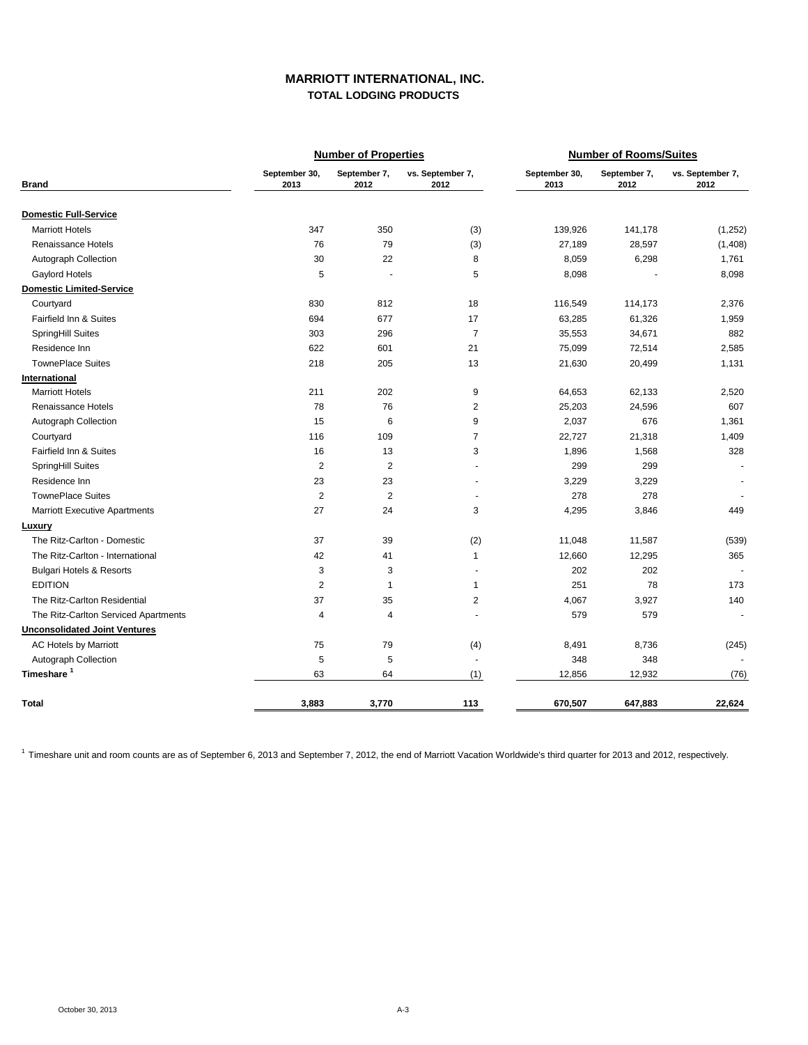# MARRIOTT INTERNATIONAL, INC.
## TOTAL LODGING PRODUCTS

| Brand | Number of Properties | | | Number of Rooms/Suites | | |
|---|---|---|---|---|---|---|
| | September 30, 2013 | September 7, 2012 | vs. September 7, 2012 | September 30, 2013 | September 7, 2012 | vs. September 7, 2012 |
| **Domestic Full-Service** | | | | | | |
| Marriott Hotels | 347 | 350 | (3) | 139,926 | 141,178 | (1,252) |
| Renaissance Hotels | 76 | 79 | (3) | 27,189 | 28,597 | (1,408) |
| Autograph Collection | 30 | 22 | 8 | 8,059 | 6,298 | 1,761 |
| Gaylord Hotels | 5 | - | 5 | 8,098 | - | 8,098 |
| **Domestic Limited-Service** | | | | | | |
| Courtyard | 830 | 812 | 18 | 116,549 | 114,173 | 2,376 |
| Fairfield Inn & Suites | 694 | 677 | 17 | 63,285 | 61,326 | 1,959 |
| SpringHill Suites | 303 | 296 | 7 | 35,553 | 34,671 | 882 |
| Residence Inn | 622 | 601 | 21 | 75,099 | 72,514 | 2,585 |
| TownePlace Suites | 218 | 205 | 13 | 21,630 | 20,499 | 1,131 |
| **International** | | | | | | |
| Marriott Hotels | 211 | 202 | 9 | 64,653 | 62,133 | 2,520 |
| Renaissance Hotels | 78 | 76 | 2 | 25,203 | 24,596 | 607 |
| Autograph Collection | 15 | 6 | 9 | 2,037 | 676 | 1,361 |
| Courtyard | 116 | 109 | 7 | 22,727 | 21,318 | 1,409 |
| Fairfield Inn & Suites | 16 | 13 | 3 | 1,896 | 1,568 | 328 |
| SpringHill Suites | 2 | 2 | - | 299 | 299 | - |
| Residence Inn | 23 | 23 | - | 3,229 | 3,229 | - |
| TownePlace Suites | 2 | 2 | - | 278 | 278 | - |
| Marriott Executive Apartments | 27 | 24 | 3 | 4,295 | 3,846 | 449 |
| **Luxury** | | | | | | |
| The Ritz-Carlton - Domestic | 37 | 39 | (2) | 11,048 | 11,587 | (539) |
| The Ritz-Carlton - International | 42 | 41 | 1 | 12,660 | 12,295 | 365 |
| Bulgari Hotels & Resorts | 3 | 3 | - | 202 | 202 | - |
| EDITION | 2 | 1 | 1 | 251 | 78 | 173 |
| The Ritz-Carlton Residential | 37 | 35 | 2 | 4,067 | 3,927 | 140 |
| The Ritz-Carlton Serviced Apartments | 4 | 4 | - | 579 | 579 | - |
| **Unconsolidated Joint Ventures** | | | | | | |
| AC Hotels by Marriott | 75 | 79 | (4) | 8,491 | 8,736 | (245) |
| Autograph Collection | 5 | 5 | - | 348 | 348 | - |
| **Timeshare** [1] | 63 | 64 | (1) | 12,856 | 12,932 | (76) |
| **Total** | **3,883** | **3,770** | **113** | **670,507** | **647,883** | **22,624** |

[1] Timeshare unit and room counts are as of September 6, 2013 and September 7, 2012, the end of Marriott Vacation Worldwide's third quarter for 2013 and 2012, respectively.

October 30, 2013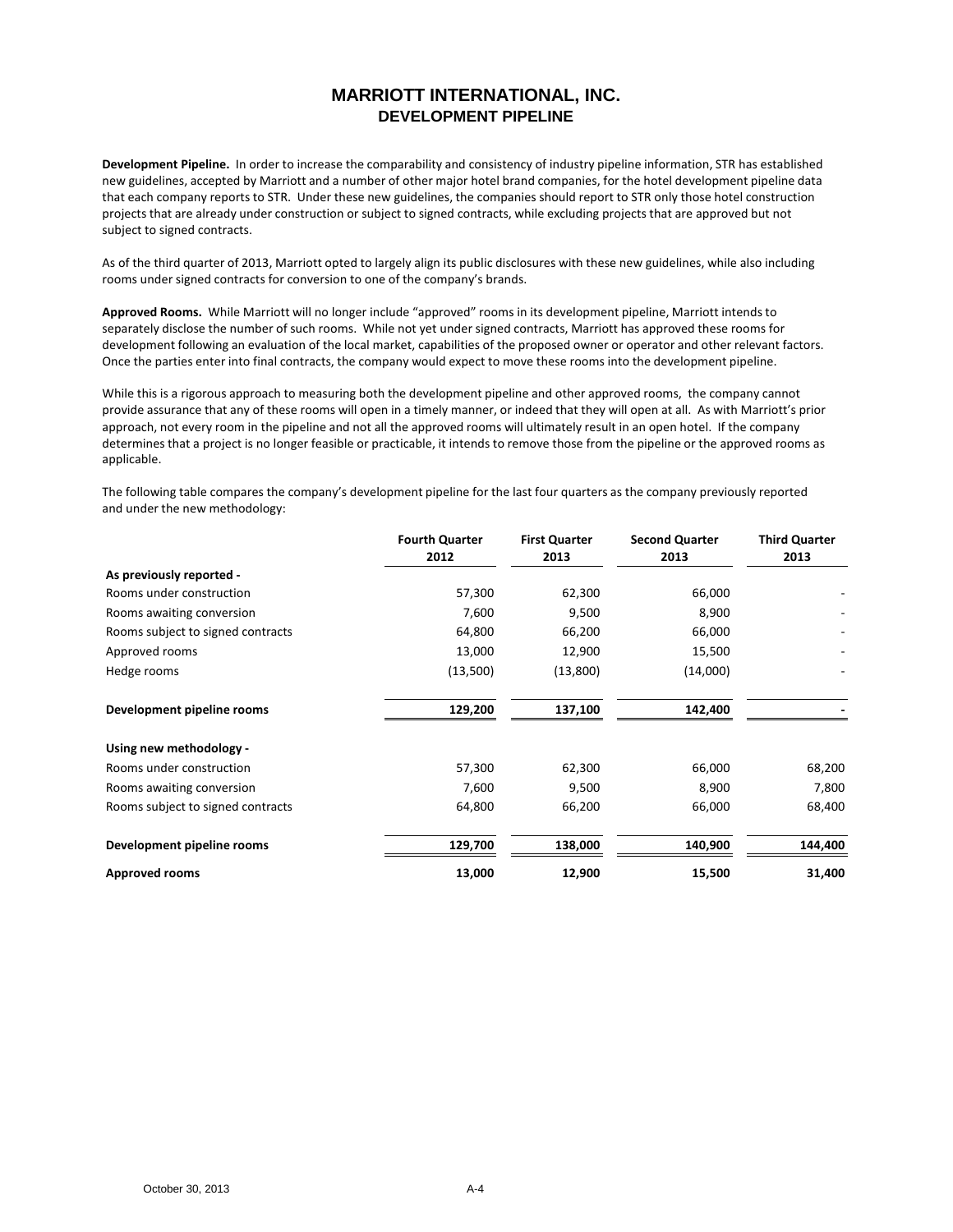# MARRIOTT INTERNATIONAL, INC.
## DEVELOPMENT PIPELINE

**Development Pipeline.** In order to increase the comparability and consistency of industry pipeline information, STR has established new guidelines, accepted by Marriott and a number of other major hotel brand companies, for the hotel development pipeline data that each company reports to STR. Under these new guidelines, the companies should report to STR only those hotel construction projects that are already under construction or subject to signed contracts, while excluding projects that are approved but not subject to signed contracts.

As of the third quarter of 2013, Marriott opted to largely align its public disclosures with these new guidelines, while also including rooms under signed contracts for conversion to one of the company's brands.

**Approved Rooms.** While Marriott will no longer include "approved" rooms in its development pipeline, Marriott intends to separately disclose the number of such rooms. While not yet under signed contracts, Marriott has approved these rooms for development following an evaluation of the local market, capabilities of the proposed owner or operator and other relevant factors. Once the parties enter into final contracts, the company would expect to move these rooms into the development pipeline.

While this is a rigorous approach to measuring both the development pipeline and other approved rooms, the company cannot provide assurance that any of these rooms will open in a timely manner, or indeed that they will open at all. As with Marriott's prior approach, not every room in the pipeline and not all the approved rooms will ultimately result in an open hotel. If the company determines that a project is no longer feasible or practicable, it intends to remove those from the pipeline or the approved rooms as applicable.

The following table compares the company's development pipeline for the last four quarters as the company previously reported and under the new methodology:

| | Fourth Quarter 2012 | First Quarter 2013 | Second Quarter 2013 | Third Quarter 2013 |
|---|---|---|---|---|
| **As previously reported -** | | | | |
| Rooms under construction | 57,300 | 62,300 | 66,000 | - |
| Rooms awaiting conversion | 7,600 | 9,500 | 8,900 | - |
| Rooms subject to signed contracts | 64,800 | 66,200 | 66,000 | - |
| Approved rooms | 13,000 | 12,900 | 15,500 | - |
| Hedge rooms | (13,500) | (13,800) | (14,000) | - |
| **Development pipeline rooms** | **129,200** | **137,100** | **142,400** | **-** |
| **Using new methodology -** | | | | |
| Rooms under construction | 57,300 | 62,300 | 66,000 | 68,200 |
| Rooms awaiting conversion | 7,600 | 9,500 | 8,900 | 7,800 |
| Rooms subject to signed contracts | 64,800 | 66,200 | 66,000 | 68,400 |
| **Development pipeline rooms** | **129,700** | **138,000** | **140,900** | **144,400** |
| **Approved rooms** | **13,000** | **12,900** | **15,500** | **31,400** |

October 30, 2013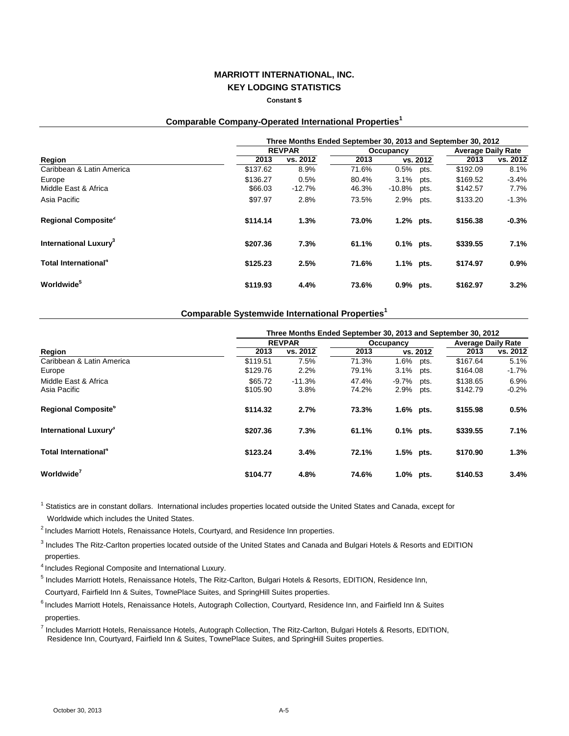# MARRIOTT INTERNATIONAL, INC.
## KEY LODGING STATISTICS

**Constant $**

### Comparable Company-Operated International Properties[1]

| | Three Months Ended September 30, 2013 and September 30, 2012 | | | | | |
|---|---|---|---|---|---|---|
| | REVPAR | | Occupancy | | Average Daily Rate | |
| Region | 2013 | vs. 2012 | 2013 | vs. 2012 | 2013 | vs. 2012 |
| Caribbean & Latin America | $137.62 | 8.9% | 71.6% | 0.5% pts. | $192.09 | 8.1% |
| Europe | $136.27 | 0.5% | 80.4% | 3.1% pts. | $169.52 | -3.4% |
| Middle East & Africa | $66.03 | -12.7% | 46.3% | -10.8% pts. | $142.57 | 7.7% |
| Asia Pacific | $97.97 | 2.8% | 73.5% | 2.9% pts. | $133.20 | -1.3% |
| **Regional Composite[2]** | **$114.14** | **1.3%** | **73.0%** | **1.2% pts.** | **$156.38** | **-0.3%** |
| **International Luxury[3]** | **$207.36** | **7.3%** | **61.1%** | **0.1% pts.** | **$339.55** | **7.1%** |
| **Total International[4]** | **$125.23** | **2.5%** | **71.6%** | **1.1% pts.** | **$174.97** | **0.9%** |
| **Worldwide[5]** | **$119.93** | **4.4%** | **73.6%** | **0.9% pts.** | **$162.97** | **3.2%** |

### Comparable Systemwide International Properties[1]

| | Three Months Ended September 30, 2013 and September 30, 2012 | | | | | |
|---|---|---|---|---|---|---|
| | REVPAR | | Occupancy | | Average Daily Rate | |
| Region | 2013 | vs. 2012 | 2013 | vs. 2012 | 2013 | vs. 2012 |
| Caribbean & Latin America | $119.51 | 7.5% | 71.3% | 1.6% pts. | $167.64 | 5.1% |
| Europe | $129.76 | 2.2% | 79.1% | 3.1% pts. | $164.08 | -1.7% |
| Middle East & Africa | $65.72 | -11.3% | 47.4% | -9.7% pts. | $138.65 | 6.9% |
| Asia Pacific | $105.90 | 3.8% | 74.2% | 2.9% pts. | $142.79 | -0.2% |
| **Regional Composite[6]** | **$114.32** | **2.7%** | **73.3%** | **1.6% pts.** | **$155.98** | **0.5%** |
| **International Luxury[3]** | **$207.36** | **7.3%** | **61.1%** | **0.1% pts.** | **$339.55** | **7.1%** |
| **Total International[4]** | **$123.24** | **3.4%** | **72.1%** | **1.5% pts.** | **$170.90** | **1.3%** |
| **Worldwide[7]** | **$104.77** | **4.8%** | **74.6%** | **1.0% pts.** | **$140.53** | **3.4%** |

[1] Statistics are in constant dollars. International includes properties located outside the United States and Canada, except for Worldwide which includes the United States.

[2] Includes Marriott Hotels, Renaissance Hotels, Courtyard, and Residence Inn properties.

[3] Includes The Ritz-Carlton properties located outside of the United States and Canada and Bulgari Hotels & Resorts and EDITION properties.

[4] Includes Regional Composite and International Luxury.

[5] Includes Marriott Hotels, Renaissance Hotels, The Ritz-Carlton, Bulgari Hotels & Resorts, EDITION, Residence Inn, Courtyard, Fairfield Inn & Suites, TownePlace Suites, and SpringHill Suites properties.

[6] Includes Marriott Hotels, Renaissance Hotels, Autograph Collection, Courtyard, Residence Inn, and Fairfield Inn & Suites properties.

[7] Includes Marriott Hotels, Renaissance Hotels, Autograph Collection, The Ritz-Carlton, Bulgari Hotels & Resorts, EDITION, Residence Inn, Courtyard, Fairfield Inn & Suites, TownePlace Suites, and SpringHill Suites properties.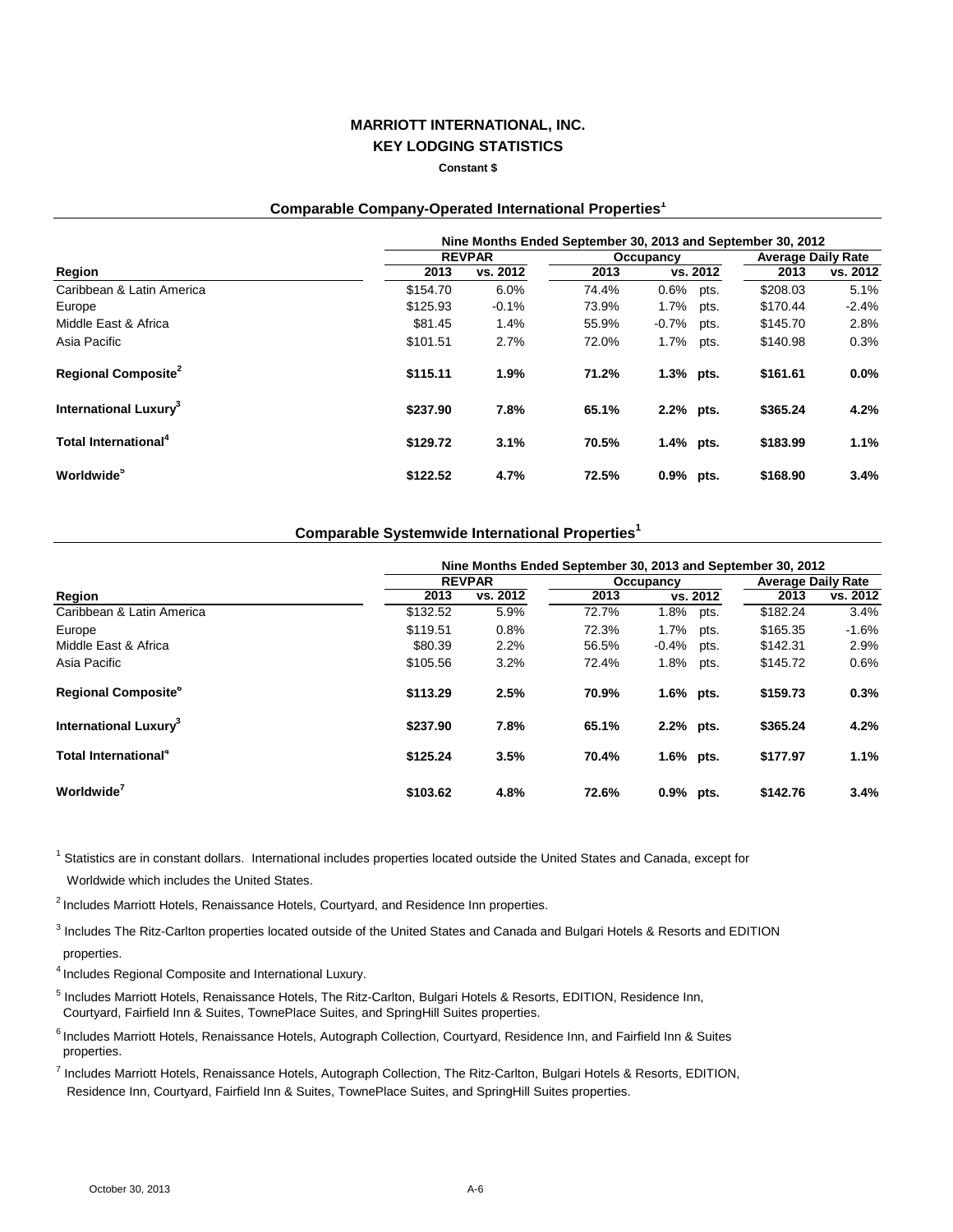**MARRIOTT INTERNATIONAL, INC.**
**KEY LODGING STATISTICS**
**Constant $**

### Comparable Company-Operated International Properties[1]

| | Nine Months Ended September 30, 2013 and September 30, 2012 | | | | | |
|---|---|---|---|---|---|---|
| | REVPAR | | Occupancy | | Average Daily Rate | |
| Region | 2013 | vs. 2012 | 2013 | vs. 2012 | 2013 | vs. 2012 |
| Caribbean & Latin America | $154.70 | 6.0% | 74.4% | 0.6% pts. | $208.03 | 5.1% |
| Europe | $125.93 | -0.1% | 73.9% | 1.7% pts. | $170.44 | -2.4% |
| Middle East & Africa | $81.45 | 1.4% | 55.9% | -0.7% pts. | $145.70 | 2.8% |
| Asia Pacific | $101.51 | 2.7% | 72.0% | 1.7% pts. | $140.98 | 0.3% |
| **Regional Composite[2]** | **$115.11** | **1.9%** | **71.2%** | **1.3% pts.** | **$161.61** | **0.0%** |
| **International Luxury[3]** | **$237.90** | **7.8%** | **65.1%** | **2.2% pts.** | **$365.24** | **4.2%** |
| **Total International[4]** | **$129.72** | **3.1%** | **70.5%** | **1.4% pts.** | **$183.99** | **1.1%** |
| **Worldwide[5]** | **$122.52** | **4.7%** | **72.5%** | **0.9% pts.** | **$168.90** | **3.4%** |

### Comparable Systemwide International Properties[1]

| | Nine Months Ended September 30, 2013 and September 30, 2012 | | | | | |
|---|---|---|---|---|---|---|
| | REVPAR | | Occupancy | | Average Daily Rate | |
| Region | 2013 | vs. 2012 | 2013 | vs. 2012 | 2013 | vs. 2012 |
| Caribbean & Latin America | $132.52 | 5.9% | 72.7% | 1.8% pts. | $182.24 | 3.4% |
| Europe | $119.51 | 0.8% | 72.3% | 1.7% pts. | $165.35 | -1.6% |
| Middle East & Africa | $80.39 | 2.2% | 56.5% | -0.4% pts. | $142.31 | 2.9% |
| Asia Pacific | $105.56 | 3.2% | 72.4% | 1.8% pts. | $145.72 | 0.6% |
| **Regional Composite[6]** | **$113.29** | **2.5%** | **70.9%** | **1.6% pts.** | **$159.73** | **0.3%** |
| **International Luxury[3]** | **$237.90** | **7.8%** | **65.1%** | **2.2% pts.** | **$365.24** | **4.2%** |
| **Total International[4]** | **$125.24** | **3.5%** | **70.4%** | **1.6% pts.** | **$177.97** | **1.1%** |
| **Worldwide[7]** | **$103.62** | **4.8%** | **72.6%** | **0.9% pts.** | **$142.76** | **3.4%** |

[1] Statistics are in constant dollars. International includes properties located outside the United States and Canada, except for Worldwide which includes the United States.

[2] Includes Marriott Hotels, Renaissance Hotels, Courtyard, and Residence Inn properties.

[3] Includes The Ritz-Carlton properties located outside of the United States and Canada and Bulgari Hotels & Resorts and EDITION properties.

[4] Includes Regional Composite and International Luxury.

[5] Includes Marriott Hotels, Renaissance Hotels, The Ritz-Carlton, Bulgari Hotels & Resorts, EDITION, Residence Inn, Courtyard, Fairfield Inn & Suites, TownePlace Suites, and SpringHill Suites properties.

[6] Includes Marriott Hotels, Renaissance Hotels, Autograph Collection, Courtyard, Residence Inn, and Fairfield Inn & Suites properties.

[7] Includes Marriott Hotels, Renaissance Hotels, Autograph Collection, The Ritz-Carlton, Bulgari Hotels & Resorts, EDITION, Residence Inn, Courtyard, Fairfield Inn & Suites, TownePlace Suites, and SpringHill Suites properties.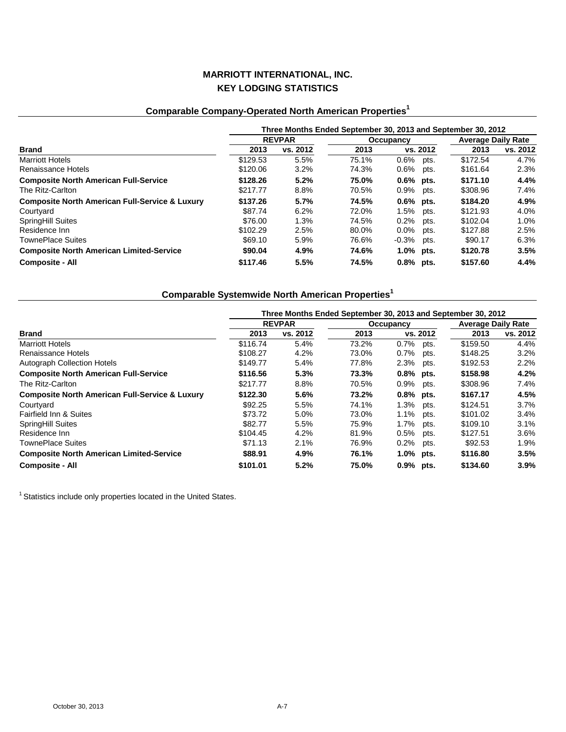# MARRIOTT INTERNATIONAL, INC.
# KEY LODGING STATISTICS

## Comparable Company-Operated North American Properties[1]

| | Three Months Ended September 30, 2013 and September 30, 2012 | | | | | |
|---|---|---|---|---|---|---|
| | REVPAR | | Occupancy | | Average Daily Rate | |
| **Brand** | **2013** | **vs. 2012** | **2013** | **vs. 2012** | **2013** | **vs. 2012** |
| Marriott Hotels | $129.53 | 5.5% | 75.1% | 0.6% pts. | $172.54 | 4.7% |
| Renaissance Hotels | $120.06 | 3.2% | 74.3% | 0.6% pts. | $161.64 | 2.3% |
| **Composite North American Full-Service** | **$128.26** | **5.2%** | **75.0%** | **0.6% pts.** | **$171.10** | **4.4%** |
| The Ritz-Carlton | $217.77 | 8.8% | 70.5% | 0.9% pts. | $308.96 | 7.4% |
| **Composite North American Full-Service & Luxury** | **$137.26** | **5.7%** | **74.5%** | **0.6% pts.** | **$184.20** | **4.9%** |
| Courtyard | $87.74 | 6.2% | 72.0% | 1.5% pts. | $121.93 | 4.0% |
| SpringHill Suites | $76.00 | 1.3% | 74.5% | 0.2% pts. | $102.04 | 1.0% |
| Residence Inn | $102.29 | 2.5% | 80.0% | 0.0% pts. | $127.88 | 2.5% |
| TownePlace Suites | $69.10 | 5.9% | 76.6% | -0.3% pts. | $90.17 | 6.3% |
| **Composite North American Limited-Service** | **$90.04** | **4.9%** | **74.6%** | **1.0% pts.** | **$120.78** | **3.5%** |
| **Composite - All** | **$117.46** | **5.5%** | **74.5%** | **0.8% pts.** | **$157.60** | **4.4%** |

## Comparable Systemwide North American Properties[1]

| | Three Months Ended September 30, 2013 and September 30, 2012 | | | | | |
|---|---|---|---|---|---|---|
| | REVPAR | | Occupancy | | Average Daily Rate | |
| **Brand** | **2013** | **vs. 2012** | **2013** | **vs. 2012** | **2013** | **vs. 2012** |
| Marriott Hotels | $116.74 | 5.4% | 73.2% | 0.7% pts. | $159.50 | 4.4% |
| Renaissance Hotels | $108.27 | 4.2% | 73.0% | 0.7% pts. | $148.25 | 3.2% |
| Autograph Collection Hotels | $149.77 | 5.4% | 77.8% | 2.3% pts. | $192.53 | 2.2% |
| **Composite North American Full-Service** | **$116.56** | **5.3%** | **73.3%** | **0.8% pts.** | **$158.98** | **4.2%** |
| The Ritz-Carlton | $217.77 | 8.8% | 70.5% | 0.9% pts. | $308.96 | 7.4% |
| **Composite North American Full-Service & Luxury** | **$122.30** | **5.6%** | **73.2%** | **0.8% pts.** | **$167.17** | **4.5%** |
| Courtyard | $92.25 | 5.5% | 74.1% | 1.3% pts. | $124.51 | 3.7% |
| Fairfield Inn & Suites | $73.72 | 5.0% | 73.0% | 1.1% pts. | $101.02 | 3.4% |
| SpringHill Suites | $82.77 | 5.5% | 75.9% | 1.7% pts. | $109.10 | 3.1% |
| Residence Inn | $104.45 | 4.2% | 81.9% | 0.5% pts. | $127.51 | 3.6% |
| TownePlace Suites | $71.13 | 2.1% | 76.9% | 0.2% pts. | $92.53 | 1.9% |
| **Composite North American Limited-Service** | **$88.91** | **4.9%** | **76.1%** | **1.0% pts.** | **$116.80** | **3.5%** |
| **Composite - All** | **$101.01** | **5.2%** | **75.0%** | **0.9% pts.** | **$134.60** | **3.9%** |

[1] Statistics include only properties located in the United States.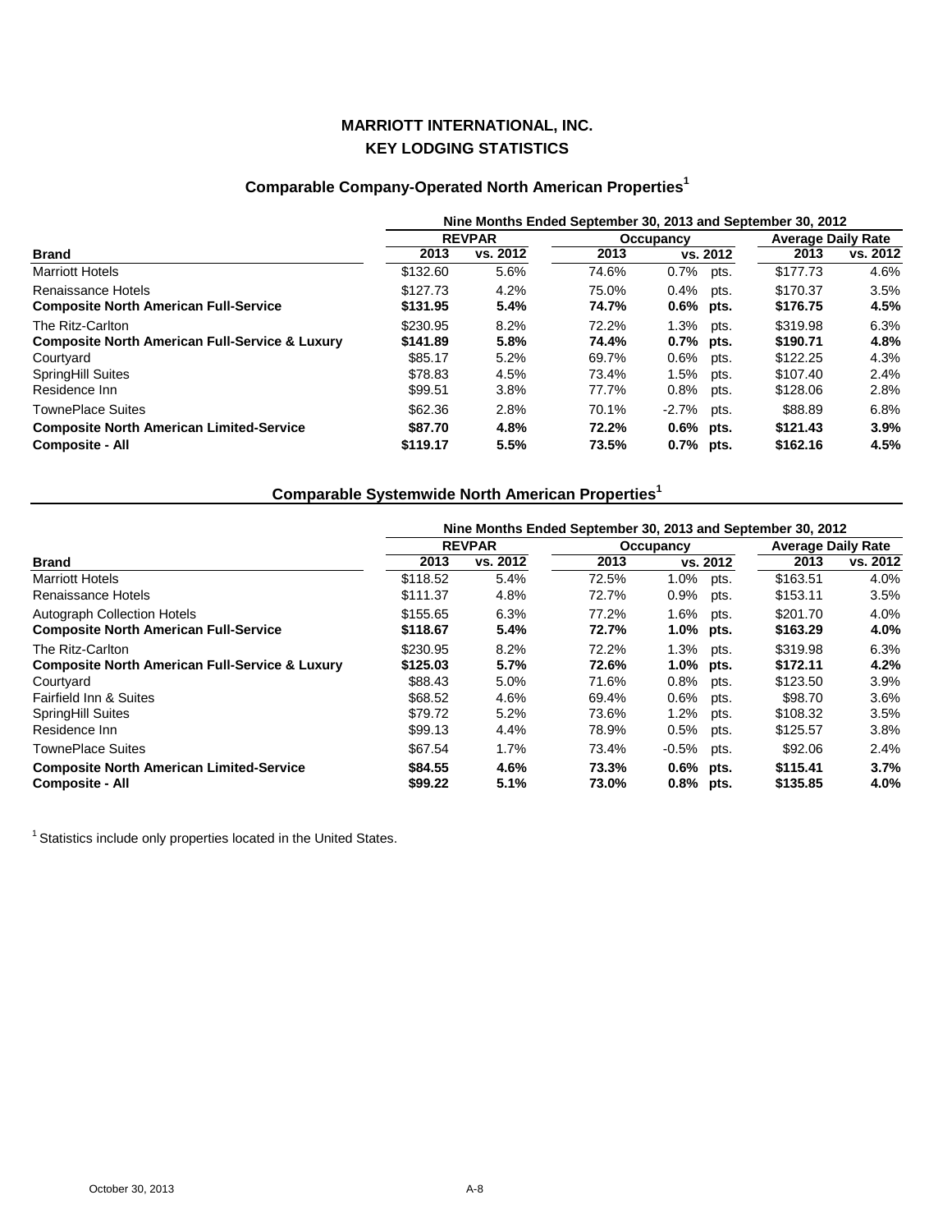# MARRIOTT INTERNATIONAL, INC.
# KEY LODGING STATISTICS

## Comparable Company-Operated North American Properties[1]

| | Nine Months Ended September 30, 2013 and September 30, 2012 | | | | | |
|---|---|---|---|---|---|---|
| | REVPAR | | Occupancy | | Average Daily Rate | |
| **Brand** | **2013** | **vs. 2012** | **2013** | **vs. 2012** | **2013** | **vs. 2012** |
| Marriott Hotels | $132.60 | 5.6% | 74.6% | 0.7% pts. | $177.73 | 4.6% |
| Renaissance Hotels | $127.73 | 4.2% | 75.0% | 0.4% pts. | $170.37 | 3.5% |
| **Composite North American Full-Service** | **$131.95** | **5.4%** | **74.7%** | **0.6% pts.** | **$176.75** | **4.5%** |
| The Ritz-Carlton | $230.95 | 8.2% | 72.2% | 1.3% pts. | $319.98 | 6.3% |
| **Composite North American Full-Service & Luxury** | **$141.89** | **5.8%** | **74.4%** | **0.7% pts.** | **$190.71** | **4.8%** |
| Courtyard | $85.17 | 5.2% | 69.7% | 0.6% pts. | $122.25 | 4.3% |
| SpringHill Suites | $78.83 | 4.5% | 73.4% | 1.5% pts. | $107.40 | 2.4% |
| Residence Inn | $99.51 | 3.8% | 77.7% | 0.8% pts. | $128.06 | 2.8% |
| TownePlace Suites | $62.36 | 2.8% | 70.1% | -2.7% pts. | $88.89 | 6.8% |
| **Composite North American Limited-Service** | **$87.70** | **4.8%** | **72.2%** | **0.6% pts.** | **$121.43** | **3.9%** |
| **Composite - All** | **$119.17** | **5.5%** | **73.5%** | **0.7% pts.** | **$162.16** | **4.5%** |

## Comparable Systemwide North American Properties[1]

| | Nine Months Ended September 30, 2013 and September 30, 2012 | | | | | |
|---|---|---|---|---|---|---|
| | REVPAR | | Occupancy | | Average Daily Rate | |
| **Brand** | **2013** | **vs. 2012** | **2013** | **vs. 2012** | **2013** | **vs. 2012** |
| Marriott Hotels | $118.52 | 5.4% | 72.5% | 1.0% pts. | $163.51 | 4.0% |
| Renaissance Hotels | $111.37 | 4.8% | 72.7% | 0.9% pts. | $153.11 | 3.5% |
| Autograph Collection Hotels | $155.65 | 6.3% | 77.2% | 1.6% pts. | $201.70 | 4.0% |
| **Composite North American Full-Service** | **$118.67** | **5.4%** | **72.7%** | **1.0% pts.** | **$163.29** | **4.0%** |
| The Ritz-Carlton | $230.95 | 8.2% | 72.2% | 1.3% pts. | $319.98 | 6.3% |
| **Composite North American Full-Service & Luxury** | **$125.03** | **5.7%** | **72.6%** | **1.0% pts.** | **$172.11** | **4.2%** |
| Courtyard | $88.43 | 5.0% | 71.6% | 0.8% pts. | $123.50 | 3.9% |
| Fairfield Inn & Suites | $68.52 | 4.6% | 69.4% | 0.6% pts. | $98.70 | 3.6% |
| SpringHill Suites | $79.72 | 5.2% | 73.6% | 1.2% pts. | $108.32 | 3.5% |
| Residence Inn | $99.13 | 4.4% | 78.9% | 0.5% pts. | $125.57 | 3.8% |
| TownePlace Suites | $67.54 | 1.7% | 73.4% | -0.5% pts. | $92.06 | 2.4% |
| **Composite North American Limited-Service** | **$84.55** | **4.6%** | **73.3%** | **0.6% pts.** | **$115.41** | **3.7%** |
| **Composite - All** | **$99.22** | **5.1%** | **73.0%** | **0.8% pts.** | **$135.85** | **4.0%** |

[1] Statistics include only properties located in the United States.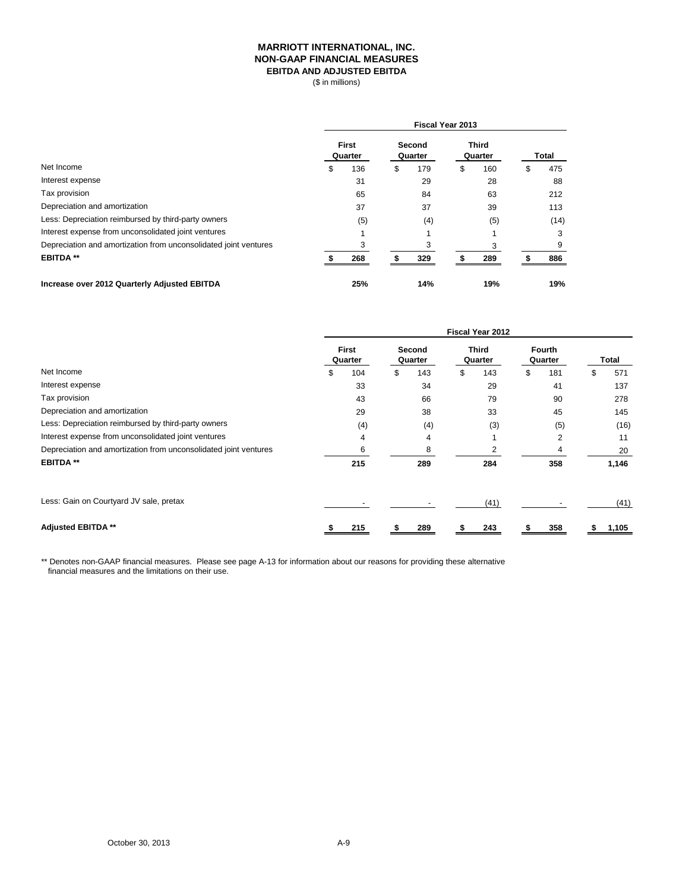# MARRIOTT INTERNATIONAL, INC.
## NON-GAAP FINANCIAL MEASURES
### EBITDA AND ADJUSTED EBITDA
($ in millions)

| | Fiscal Year 2013 | | | |
|---|---|---|---|---|
| | First Quarter | Second Quarter | Third Quarter | Total |
| Net Income | $ 136 | $ 179 | $ 160 | $ 475 |
| Interest expense | 31 | 29 | 28 | 88 |
| Tax provision | 65 | 84 | 63 | 212 |
| Depreciation and amortization | 37 | 37 | 39 | 113 |
| Less: Depreciation reimbursed by third-party owners | (5) | (4) | (5) | (14) |
| Interest expense from unconsolidated joint ventures | 1 | 1 | 1 | 3 |
| Depreciation and amortization from unconsolidated joint ventures | 3 | 3 | 3 | 9 |
| **EBITDA \*\*** | **$ 268** | **$ 329** | **$ 289** | **$ 886** |
| **Increase over 2012 Quarterly Adjusted EBITDA** | **25%** | **14%** | **19%** | **19%** |

| | Fiscal Year 2012 | | | | |
|---|---|---|---|---|---|
| | First Quarter | Second Quarter | Third Quarter | Fourth Quarter | Total |
| Net Income | $ 104 | $ 143 | $ 143 | $ 181 | $ 571 |
| Interest expense | 33 | 34 | 29 | 41 | 137 |
| Tax provision | 43 | 66 | 79 | 90 | 278 |
| Depreciation and amortization | 29 | 38 | 33 | 45 | 145 |
| Less: Depreciation reimbursed by third-party owners | (4) | (4) | (3) | (5) | (16) |
| Interest expense from unconsolidated joint ventures | 4 | 4 | 1 | 2 | 11 |
| Depreciation and amortization from unconsolidated joint ventures | 6 | 8 | 2 | 4 | 20 |
| **EBITDA \*\*** | **215** | **289** | **284** | **358** | **1,146** |
| Less: Gain on Courtyard JV sale, pretax | - | - | (41) | - | (41) |
| **Adjusted EBITDA \*\*** | **$ 215** | **$ 289** | **$ 243** | **$ 358** | **$ 1,105** |

** Denotes non-GAAP financial measures. Please see page A-13 for information about our reasons for providing these alternative financial measures and the limitations on their use.

October 30, 2013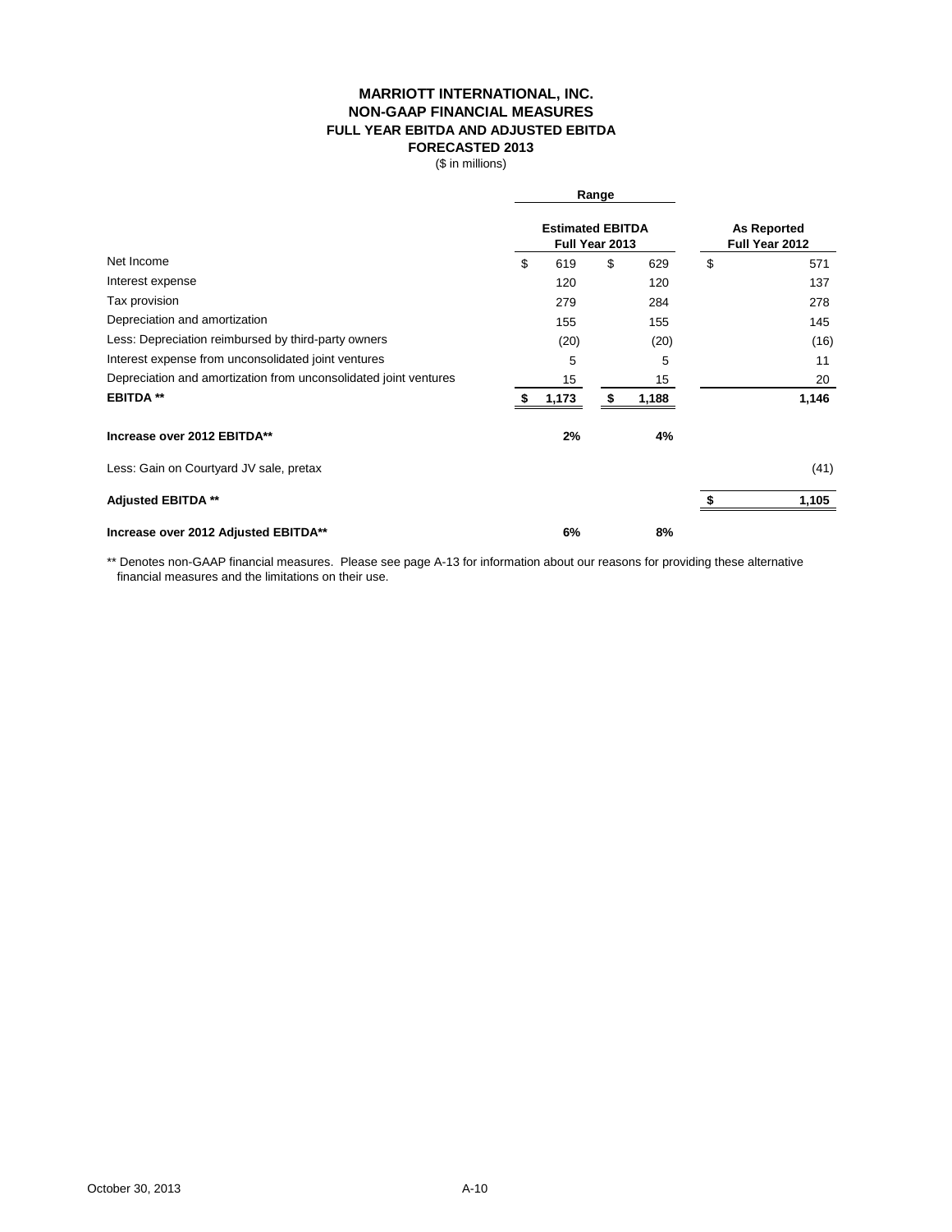# MARRIOTT INTERNATIONAL, INC.
## NON-GAAP FINANCIAL MEASURES
### FULL YEAR EBITDA AND ADJUSTED EBITDA
### FORECASTED 2013

($ in millions)

| | Range | | |
|---|---|---|---|
| | **Estimated EBITDA Full Year 2013** | | **As Reported Full Year 2012** |
| Net Income | $ 619 | $ 629 | $ 571 |
| Interest expense | 120 | 120 | 137 |
| Tax provision | 279 | 284 | 278 |
| Depreciation and amortization | 155 | 155 | 145 |
| Less: Depreciation reimbursed by third-party owners | (20) | (20) | (16) |
| Interest expense from unconsolidated joint ventures | 5 | 5 | 11 |
| Depreciation and amortization from unconsolidated joint ventures | 15 | 15 | 20 |
| **EBITDA \*\*** | **$ 1,173** | **$ 1,188** | **1,146** |
| **Increase over 2012 EBITDA\*\*** | **2%** | **4%** | |
| Less: Gain on Courtyard JV sale, pretax | | | (41) |
| **Adjusted EBITDA \*\*** | | | **$ 1,105** |
| **Increase over 2012 Adjusted EBITDA\*\*** | **6%** | **8%** | |

** Denotes non-GAAP financial measures. Please see page A-13 for information about our reasons for providing these alternative financial measures and the limitations on their use.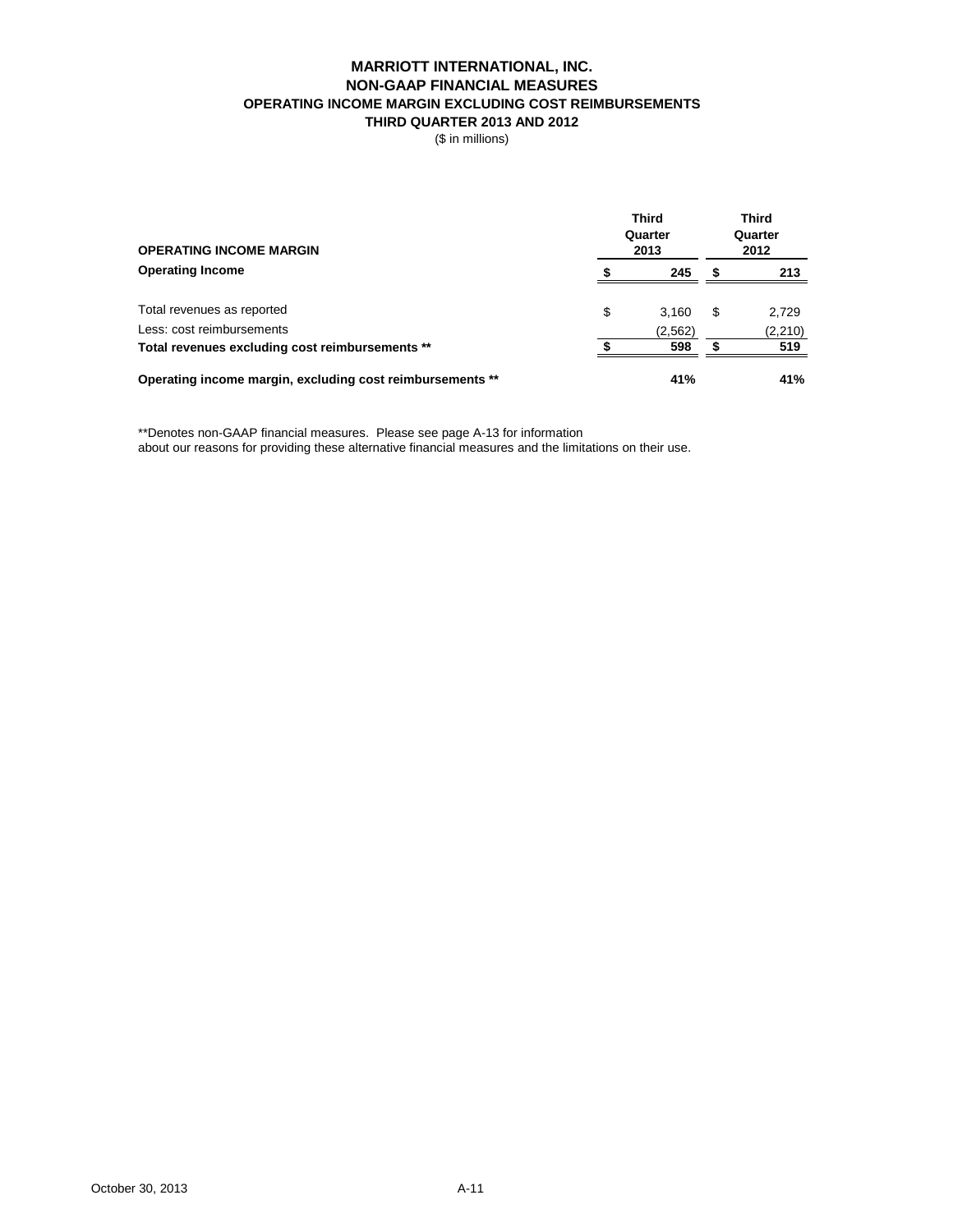# MARRIOTT INTERNATIONAL, INC.
## NON-GAAP FINANCIAL MEASURES
### OPERATING INCOME MARGIN EXCLUDING COST REIMBURSEMENTS
### THIRD QUARTER 2013 AND 2012

($ in millions)

| OPERATING INCOME MARGIN | Third Quarter 2013 | Third Quarter 2012 |
|---|---|---|
| **Operating Income** | **$ 245** | **$ 213** |
| Total revenues as reported | $ 3,160 | $ 2,729 |
| Less: cost reimbursements | (2,562) | (2,210) |
| **Total revenues excluding cost reimbursements \*\*** | **$ 598** | **$ 519** |
| **Operating income margin, excluding cost reimbursements \*\*** | **41%** | **41%** |

**Denotes non-GAAP financial measures. Please see page A-13 for information about our reasons for providing these alternative financial measures and the limitations on their use.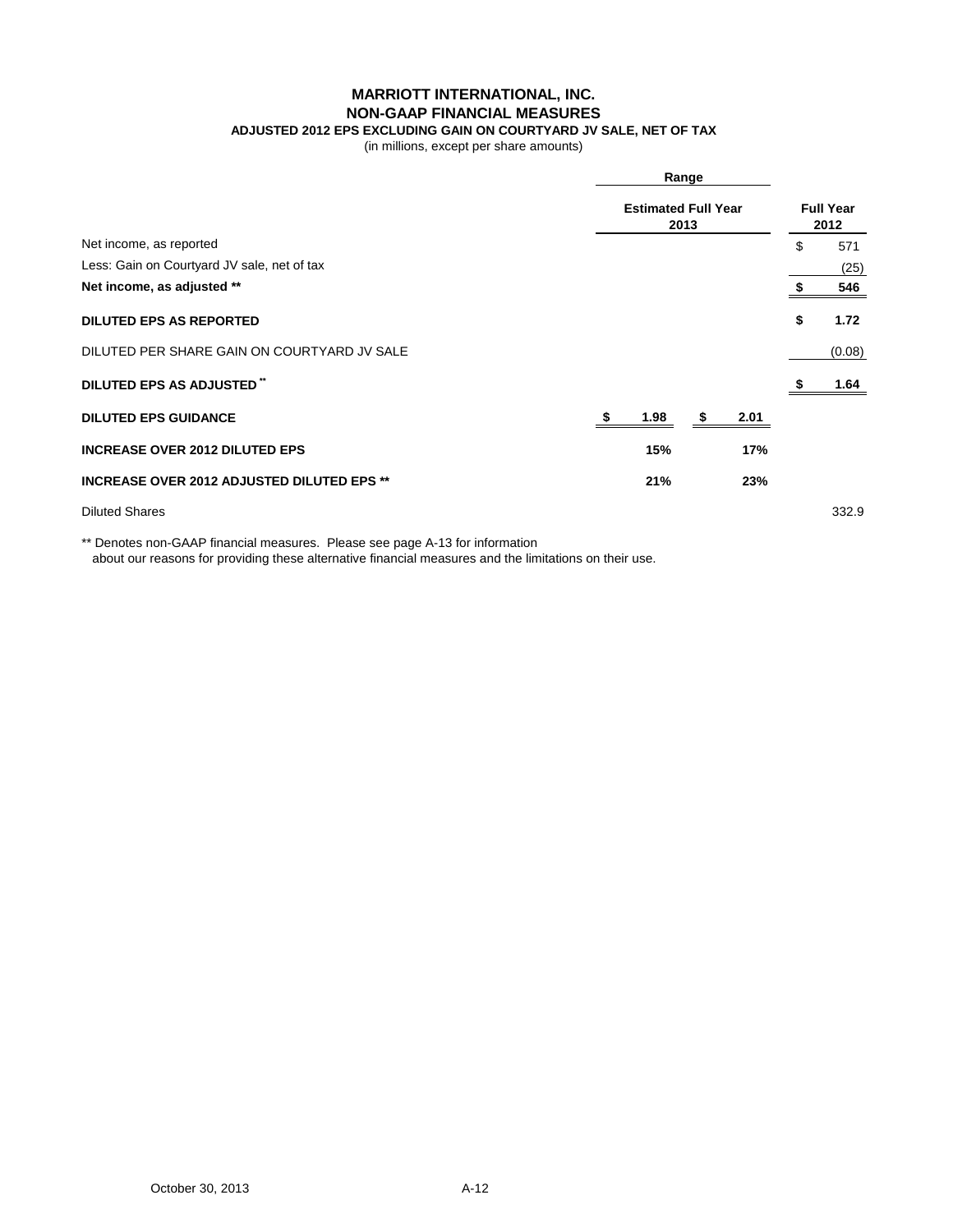# MARRIOTT INTERNATIONAL, INC.
## NON-GAAP FINANCIAL MEASURES
### ADJUSTED 2012 EPS EXCLUDING GAIN ON COURTYARD JV SALE, NET OF TAX
(in millions, except per share amounts)

| | Range | | |
|---|---|---|---|
| | Estimated Full Year 2013 | | Full Year 2012 |
| Net income, as reported | | | $ 571 |
| Less: Gain on Courtyard JV sale, net of tax | | | (25) |
| **Net income, as adjusted \*\*** | | | **$ 546** |
| **DILUTED EPS AS REPORTED** | | | **$ 1.72** |
| DILUTED PER SHARE GAIN ON COURTYARD JV SALE | | | (0.08) |
| **DILUTED EPS AS ADJUSTED \*\*** | | | **$ 1.64** |
| **DILUTED EPS GUIDANCE** | **$ 1.98** | **$ 2.01** | |
| **INCREASE OVER 2012 DILUTED EPS** | **15%** | **17%** | |
| **INCREASE OVER 2012 ADJUSTED DILUTED EPS \*\*** | **21%** | **23%** | |
| Diluted Shares | | | 332.9 |

\*\* Denotes non-GAAP financial measures. Please see page A-13 for information about our reasons for providing these alternative financial measures and the limitations on their use.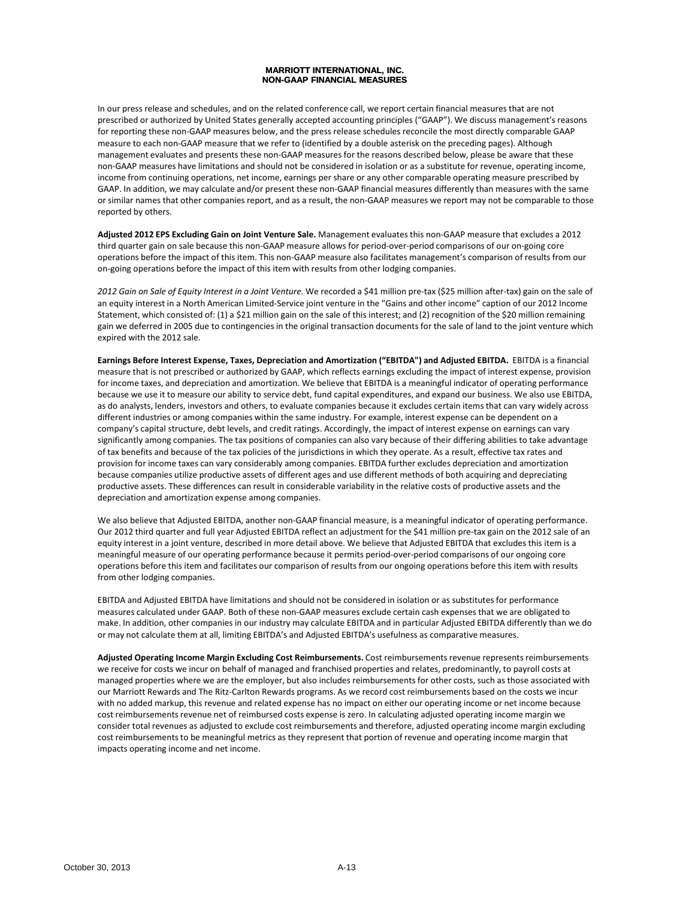# MARRIOTT INTERNATIONAL, INC.
## NON-GAAP FINANCIAL MEASURES

In our press release and schedules, and on the related conference call, we report certain financial measures that are not prescribed or authorized by United States generally accepted accounting principles ("GAAP"). We discuss management's reasons for reporting these non-GAAP measures below, and the press release schedules reconcile the most directly comparable GAAP measure to each non-GAAP measure that we refer to (identified by a double asterisk on the preceding pages). Although management evaluates and presents these non-GAAP measures for the reasons described below, please be aware that these non-GAAP measures have limitations and should not be considered in isolation or as a substitute for revenue, operating income, income from continuing operations, net income, earnings per share or any other comparable operating measure prescribed by GAAP. In addition, we may calculate and/or present these non-GAAP financial measures differently than measures with the same or similar names that other companies report, and as a result, the non-GAAP measures we report may not be comparable to those reported by others.

**Adjusted 2012 EPS Excluding Gain on Joint Venture Sale.** Management evaluates this non-GAAP measure that excludes a 2012 third quarter gain on sale because this non-GAAP measure allows for period-over-period comparisons of our on-going core operations before the impact of this item. This non-GAAP measure also facilitates management's comparison of results from our on-going operations before the impact of this item with results from other lodging companies.

*2012 Gain on Sale of Equity Interest in a Joint Venture.* We recorded a $41 million pre-tax ($25 million after-tax) gain on the sale of an equity interest in a North American Limited-Service joint venture in the "Gains and other income" caption of our 2012 Income Statement, which consisted of: (1) a $21 million gain on the sale of this interest; and (2) recognition of the $20 million remaining gain we deferred in 2005 due to contingencies in the original transaction documents for the sale of land to the joint venture which expired with the 2012 sale.

**Earnings Before Interest Expense, Taxes, Depreciation and Amortization ("EBITDA") and Adjusted EBITDA.** EBITDA is a financial measure that is not prescribed or authorized by GAAP, which reflects earnings excluding the impact of interest expense, provision for income taxes, and depreciation and amortization. We believe that EBITDA is a meaningful indicator of operating performance because we use it to measure our ability to service debt, fund capital expenditures, and expand our business. We also use EBITDA, as do analysts, lenders, investors and others, to evaluate companies because it excludes certain items that can vary widely across different industries or among companies within the same industry. For example, interest expense can be dependent on a company's capital structure, debt levels, and credit ratings. Accordingly, the impact of interest expense on earnings can vary significantly among companies. The tax positions of companies can also vary because of their differing abilities to take advantage of tax benefits and because of the tax policies of the jurisdictions in which they operate. As a result, effective tax rates and provision for income taxes can vary considerably among companies. EBITDA further excludes depreciation and amortization because companies utilize productive assets of different ages and use different methods of both acquiring and depreciating productive assets. These differences can result in considerable variability in the relative costs of productive assets and the depreciation and amortization expense among companies.

We also believe that Adjusted EBITDA, another non-GAAP financial measure, is a meaningful indicator of operating performance. Our 2012 third quarter and full year Adjusted EBITDA reflect an adjustment for the $41 million pre-tax gain on the 2012 sale of an equity interest in a joint venture, described in more detail above. We believe that Adjusted EBITDA that excludes this item is a meaningful measure of our operating performance because it permits period-over-period comparisons of our ongoing core operations before this item and facilitates our comparison of results from our ongoing operations before this item with results from other lodging companies.

EBITDA and Adjusted EBITDA have limitations and should not be considered in isolation or as substitutes for performance measures calculated under GAAP. Both of these non-GAAP measures exclude certain cash expenses that we are obligated to make. In addition, other companies in our industry may calculate EBITDA and in particular Adjusted EBITDA differently than we do or may not calculate them at all, limiting EBITDA's and Adjusted EBITDA's usefulness as comparative measures.

**Adjusted Operating Income Margin Excluding Cost Reimbursements.** Cost reimbursements revenue represents reimbursements we receive for costs we incur on behalf of managed and franchised properties and relates, predominantly, to payroll costs at managed properties where we are the employer, but also includes reimbursements for other costs, such as those associated with our Marriott Rewards and The Ritz-Carlton Rewards programs. As we record cost reimbursements based on the costs we incur with no added markup, this revenue and related expense has no impact on either our operating income or net income because cost reimbursements revenue net of reimbursed costs expense is zero. In calculating adjusted operating income margin we consider total revenues as adjusted to exclude cost reimbursements and therefore, adjusted operating income margin excluding cost reimbursements to be meaningful metrics as they represent that portion of revenue and operating income margin that impacts operating income and net income.